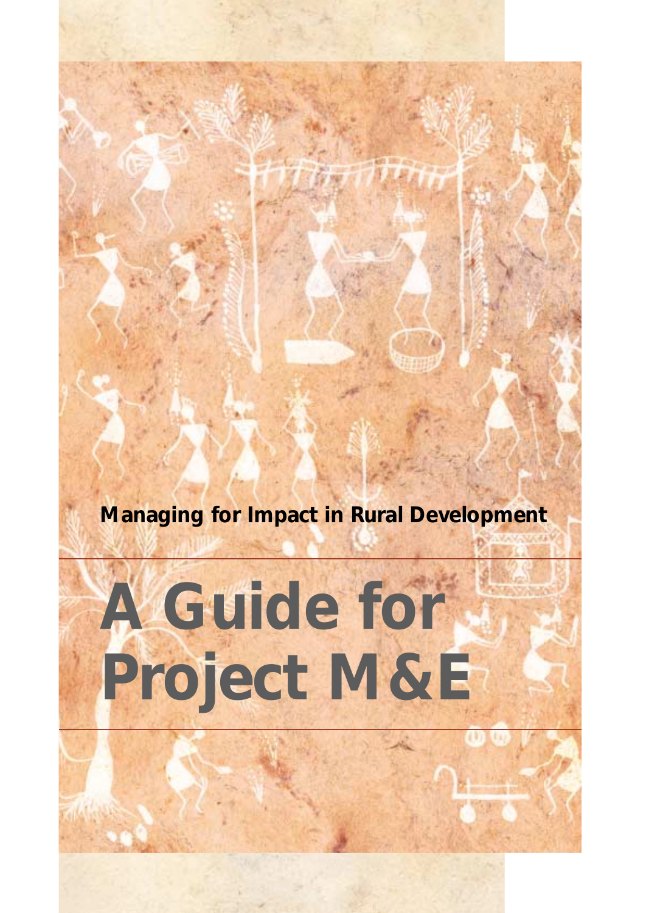**Managing for Impact in Rural Development**

# A Guide for Project M&E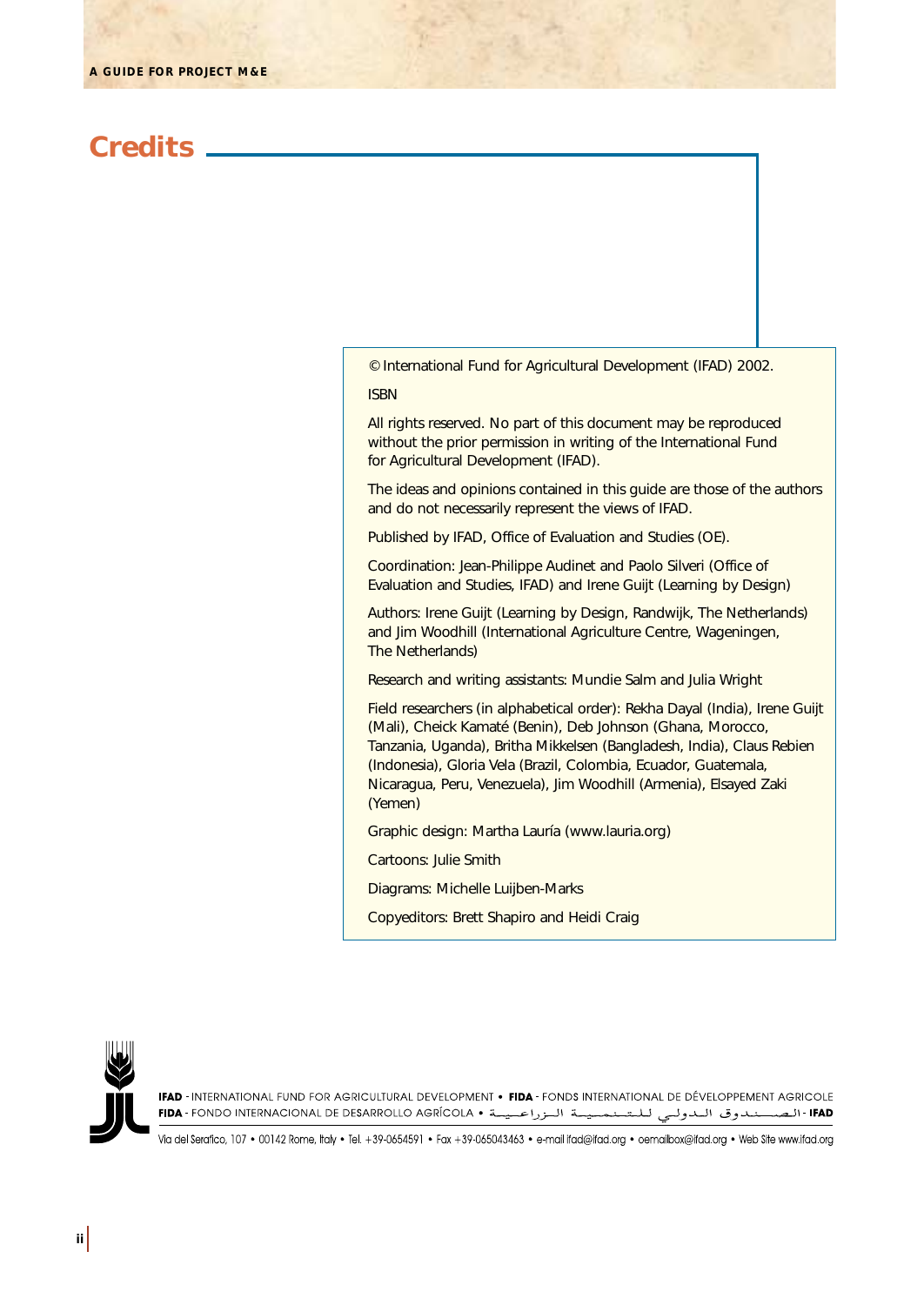# Credits

© International Fund for Agricultural Development (IFAD) 2002.

ISBN

All rights reserved. No part of this document may be reproduced without the prior permission in writing of the International Fund for Agricultural Development (IFAD).

The ideas and opinions contained in this guide are those of the authors and do not necessarily represent the views of IFAD.

Published by IFAD, Office of Evaluation and Studies (OE).

Coordination: Jean-Philippe Audinet and Paolo Silveri (Office of Evaluation and Studies, IFAD) and Irene Guijt (Learning by Design)

Authors: Irene Guijt (Learning by Design, Randwijk, The Netherlands) and Jim Woodhill (International Agriculture Centre, Wageningen, The Netherlands)

Research and writing assistants: Mundie Salm and Julia Wright

Field researchers (in alphabetical order): Rekha Dayal (India), Irene Guijt (Mali), Cheick Kamaté (Benin), Deb Johnson (Ghana, Morocco, Tanzania, Uganda), Britha Mikkelsen (Bangladesh, India), Claus Rebien (Indonesia), Gloria Vela (Brazil, Colombia, Ecuador, Guatemala, Nicaragua, Peru, Venezuela), Jim Woodhill (Armenia), Elsayed Zaki (Yemen)

Graphic design: Martha Lauría (www.lauria.org)

Cartoons: Julie Smith

Diagrams: Michelle Luijben-Marks

Copyeditors: Brett Shapiro and Heidi Craig

**IFAD** - INTERNATIONAL FUND FOR AGRICULTURAL DEVELOPMENT • **FIDA** - FONDS INTERNATIONAL DE DÉVELOPPEMENT AGRICOLE
**FIDA** - FONDO INTERNACIONAL DE DESARROLLO AGRÍCOLA • الصندوق الدولي للتنمية الزراعية - **IFAD**

Via del Serafico, 107 • 00142 Rome, Italy • Tel. +39-0654591 • Fax +39-065043463 • e-mail ifad@ifad.org • oemailbox@ifad.org • Web Site www.ifad.org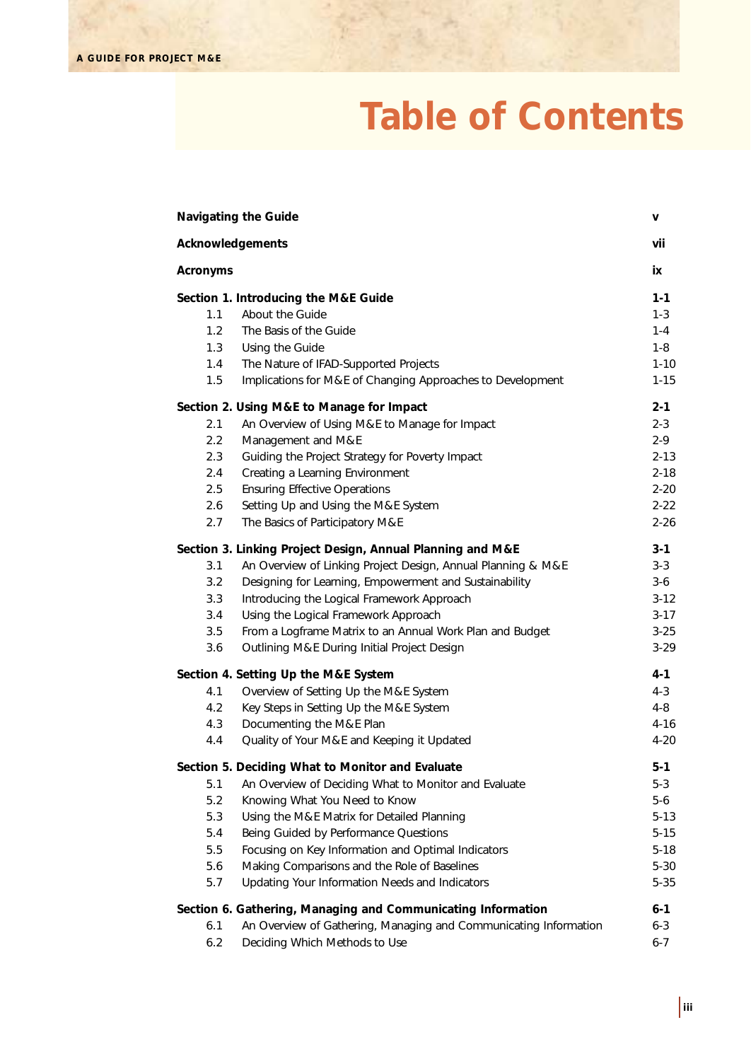# Table of Contents

| | | |
|---|---|---|
| **Navigating the Guide** | | **v** |
| **Acknowledgements** | | **vii** |
| **Acronyms** | | **ix** |
| **Section 1. Introducing the M&E Guide** | | **1-1** |
| 1.1 | About the Guide | 1-3 |
| 1.2 | The Basis of the Guide | 1-4 |
| 1.3 | Using the Guide | 1-8 |
| 1.4 | The Nature of IFAD-Supported Projects | 1-10 |
| 1.5 | Implications for M&E of Changing Approaches to Development | 1-15 |
| **Section 2. Using M&E to Manage for Impact** | | **2-1** |
| 2.1 | An Overview of Using M&E to Manage for Impact | 2-3 |
| 2.2 | Management and M&E | 2-9 |
| 2.3 | Guiding the Project Strategy for Poverty Impact | 2-13 |
| 2.4 | Creating a Learning Environment | 2-18 |
| 2.5 | Ensuring Effective Operations | 2-20 |
| 2.6 | Setting Up and Using the M&E System | 2-22 |
| 2.7 | The Basics of Participatory M&E | 2-26 |
| **Section 3. Linking Project Design, Annual Planning and M&E** | | **3-1** |
| 3.1 | An Overview of Linking Project Design, Annual Planning & M&E | 3-3 |
| 3.2 | Designing for Learning, Empowerment and Sustainability | 3-6 |
| 3.3 | Introducing the Logical Framework Approach | 3-12 |
| 3.4 | Using the Logical Framework Approach | 3-17 |
| 3.5 | From a Logframe Matrix to an Annual Work Plan and Budget | 3-25 |
| 3.6 | Outlining M&E During Initial Project Design | 3-29 |
| **Section 4. Setting Up the M&E System** | | **4-1** |
| 4.1 | Overview of Setting Up the M&E System | 4-3 |
| 4.2 | Key Steps in Setting Up the M&E System | 4-8 |
| 4.3 | Documenting the M&E Plan | 4-16 |
| 4.4 | Quality of Your M&E and Keeping it Updated | 4-20 |
| **Section 5. Deciding What to Monitor and Evaluate** | | **5-1** |
| 5.1 | An Overview of Deciding What to Monitor and Evaluate | 5-3 |
| 5.2 | Knowing What You Need to Know | 5-6 |
| 5.3 | Using the M&E Matrix for Detailed Planning | 5-13 |
| 5.4 | Being Guided by Performance Questions | 5-15 |
| 5.5 | Focusing on Key Information and Optimal Indicators | 5-18 |
| 5.6 | Making Comparisons and the Role of Baselines | 5-30 |
| 5.7 | Updating Your Information Needs and Indicators | 5-35 |
| **Section 6. Gathering, Managing and Communicating Information** | | **6-1** |
| 6.1 | An Overview of Gathering, Managing and Communicating Information | 6-3 |
| 6.2 | Deciding Which Methods to Use | 6-7 |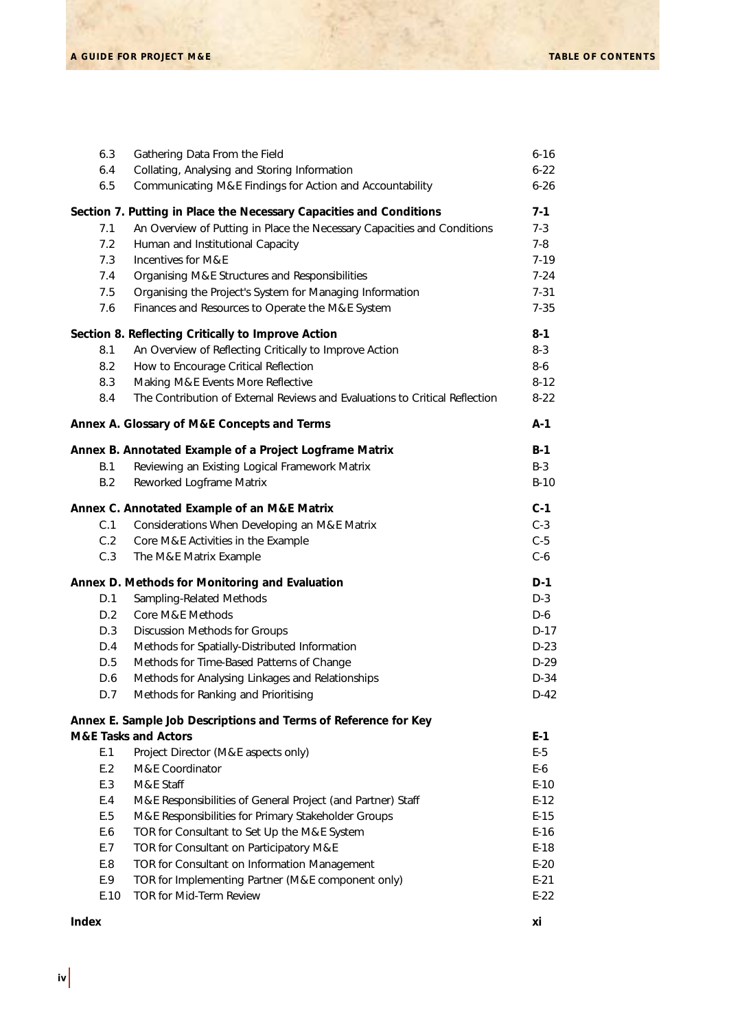| | | |
|---|---|---|
| 6.3 | Gathering Data From the Field | 6-16 |
| 6.4 | Collating, Analysing and Storing Information | 6-22 |
| 6.5 | Communicating M&E Findings for Action and Accountability | 6-26 |
| **Section 7. Putting in Place the Necessary Capacities and Conditions** | | **7-1** |
| 7.1 | An Overview of Putting in Place the Necessary Capacities and Conditions | 7-3 |
| 7.2 | Human and Institutional Capacity | 7-8 |
| 7.3 | Incentives for M&E | 7-19 |
| 7.4 | Organising M&E Structures and Responsibilities | 7-24 |
| 7.5 | Organising the Project's System for Managing Information | 7-31 |
| 7.6 | Finances and Resources to Operate the M&E System | 7-35 |
| **Section 8. Reflecting Critically to Improve Action** | | **8-1** |
| 8.1 | An Overview of Reflecting Critically to Improve Action | 8-3 |
| 8.2 | How to Encourage Critical Reflection | 8-6 |
| 8.3 | Making M&E Events More Reflective | 8-12 |
| 8.4 | The Contribution of External Reviews and Evaluations to Critical Reflection | 8-22 |
| **Annex A. Glossary of M&E Concepts and Terms** | | **A-1** |
| **Annex B. Annotated Example of a Project Logframe Matrix** | | **B-1** |
| B.1 | Reviewing an Existing Logical Framework Matrix | B-3 |
| B.2 | Reworked Logframe Matrix | B-10 |
| **Annex C. Annotated Example of an M&E Matrix** | | **C-1** |
| C.1 | Considerations When Developing an M&E Matrix | C-3 |
| C.2 | Core M&E Activities in the Example | C-5 |
| C.3 | The M&E Matrix Example | C-6 |
| **Annex D. Methods for Monitoring and Evaluation** | | **D-1** |
| D.1 | Sampling-Related Methods | D-3 |
| D.2 | Core M&E Methods | D-6 |
| D.3 | Discussion Methods for Groups | D-17 |
| D.4 | Methods for Spatially-Distributed Information | D-23 |
| D.5 | Methods for Time-Based Patterns of Change | D-29 |
| D.6 | Methods for Analysing Linkages and Relationships | D-34 |
| D.7 | Methods for Ranking and Prioritising | D-42 |
| **Annex E. Sample Job Descriptions and Terms of Reference for Key M&E Tasks and Actors** | | **E-1** |
| E.1 | Project Director (M&E aspects only) | E-5 |
| E.2 | M&E Coordinator | E-6 |
| E.3 | M&E Staff | E-10 |
| E.4 | M&E Responsibilities of General Project (and Partner) Staff | E-12 |
| E.5 | M&E Responsibilities for Primary Stakeholder Groups | E-15 |
| E.6 | TOR for Consultant to Set Up the M&E System | E-16 |
| E.7 | TOR for Consultant on Participatory M&E | E-18 |
| E.8 | TOR for Consultant on Information Management | E-20 |
| E.9 | TOR for Implementing Partner (M&E component only) | E-21 |
| E.10 | TOR for Mid-Term Review | E-22 |
| **Index** | | **xi** |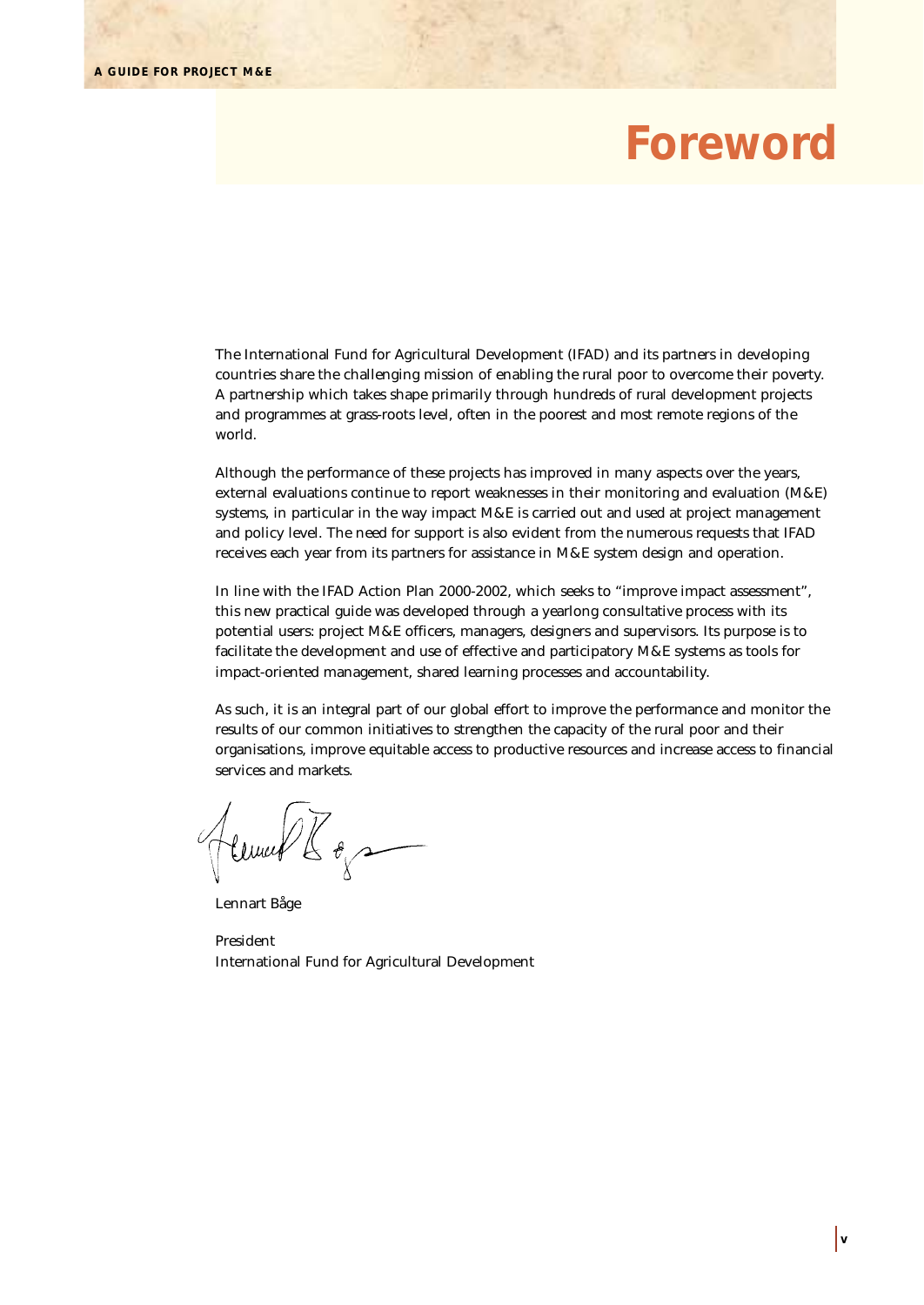# Foreword

The International Fund for Agricultural Development (IFAD) and its partners in developing countries share the challenging mission of enabling the rural poor to overcome their poverty. A partnership which takes shape primarily through hundreds of rural development projects and programmes at grass-roots level, often in the poorest and most remote regions of the world.

Although the performance of these projects has improved in many aspects over the years, external evaluations continue to report weaknesses in their monitoring and evaluation (M&E) systems, in particular in the way impact M&E is carried out and used at project management and policy level. The need for support is also evident from the numerous requests that IFAD receives each year from its partners for assistance in M&E system design and operation.

In line with the IFAD Action Plan 2000-2002, which seeks to "improve impact assessment", this new practical guide was developed through a yearlong consultative process with its potential users: project M&E officers, managers, designers and supervisors. Its purpose is to facilitate the development and use of effective and participatory M&E systems as tools for impact-oriented management, shared learning processes and accountability.

As such, it is an integral part of our global effort to improve the performance and monitor the results of our common initiatives to strengthen the capacity of the rural poor and their organisations, improve equitable access to productive resources and increase access to financial services and markets.

Lennart Båge

President
International Fund for Agricultural Development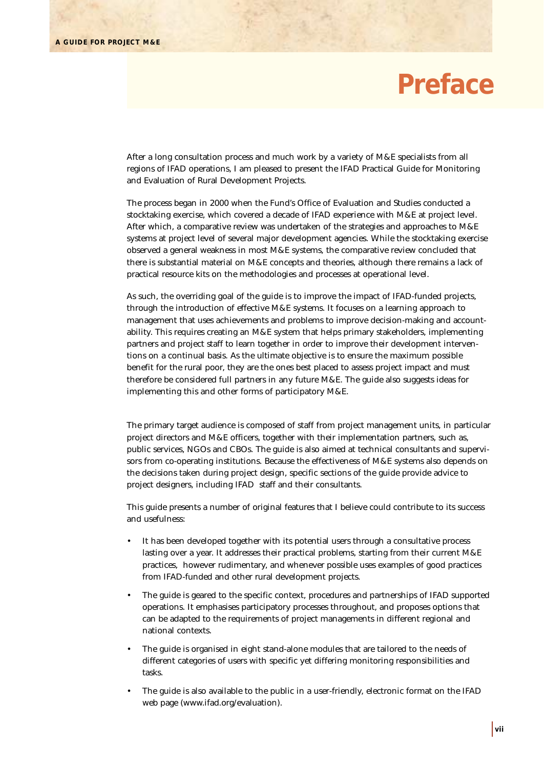# Preface

After a long consultation process and much work by a variety of M&E specialists from all regions of IFAD operations, I am pleased to present the IFAD Practical Guide for Monitoring and Evaluation of Rural Development Projects.

The process began in 2000 when the Fund's Office of Evaluation and Studies conducted a stocktaking exercise, which covered a decade of IFAD experience with M&E at project level. After which, a comparative review was undertaken of the strategies and approaches to M&E systems at project level of several major development agencies. While the stocktaking exercise observed a general weakness in most M&E systems, the comparative review concluded that there is substantial material on M&E concepts and theories, although there remains a lack of practical resource kits on the methodologies and processes at operational level.

As such, the overriding goal of the guide is to improve the impact of IFAD-funded projects, through the introduction of effective M&E systems. It focuses on a learning approach to management that uses achievements and problems to improve decision-making and accountability. This requires creating an M&E system that helps primary stakeholders, implementing partners and project staff to learn together in order to improve their development interventions on a continual basis. As the ultimate objective is to ensure the maximum possible benefit for the rural poor, they are the ones best placed to assess project impact and must therefore be considered full partners in any future M&E. The guide also suggests ideas for implementing this and other forms of participatory M&E.

The primary target audience is composed of staff from project management units, in particular project directors and M&E officers, together with their implementation partners, such as, public services, NGOs and CBOs. The guide is also aimed at technical consultants and supervisors from co-operating institutions. Because the effectiveness of M&E systems also depends on the decisions taken during project design, specific sections of the guide provide advice to project designers, including IFAD staff and their consultants.

This guide presents a number of original features that I believe could contribute to its success and usefulness:

- It has been developed together with its potential users through a consultative process lasting over a year. It addresses their practical problems, starting from their current M&E practices, however rudimentary, and whenever possible uses examples of good practices from IFAD-funded and other rural development projects.
- The guide is geared to the specific context, procedures and partnerships of IFAD supported operations. It emphasises participatory processes throughout, and proposes options that can be adapted to the requirements of project managements in different regional and national contexts.
- The guide is organised in eight stand-alone modules that are tailored to the needs of different categories of users with specific yet differing monitoring responsibilities and tasks.
- The guide is also available to the public in a user-friendly, electronic format on the IFAD web page (www.ifad.org/evaluation).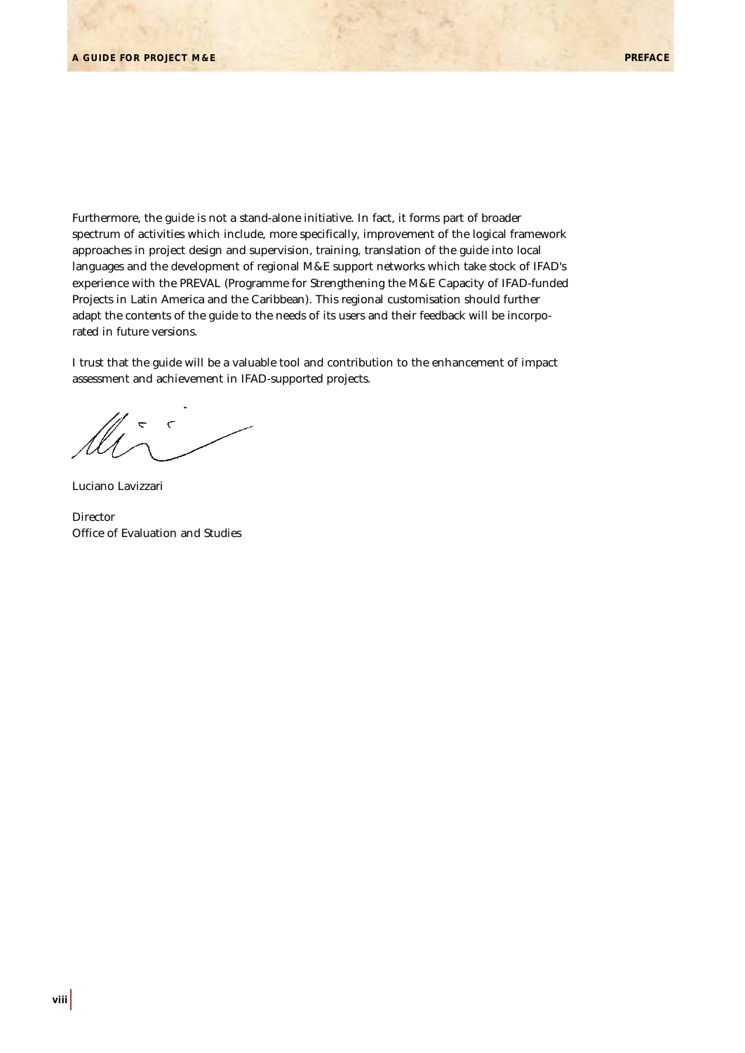Furthermore, the guide is not a stand-alone initiative. In fact, it forms part of broader spectrum of activities which include, more specifically, improvement of the logical framework approaches in project design and supervision, training, translation of the guide into local languages and the development of regional M&E support networks which take stock of IFAD's experience with the PREVAL (Programme for Strengthening the M&E Capacity of IFAD-funded Projects in Latin America and the Caribbean). This regional customisation should further adapt the contents of the guide to the needs of its users and their feedback will be incorporated in future versions.

I trust that the guide will be a valuable tool and contribution to the enhancement of impact assessment and achievement in IFAD-supported projects.

Luciano Lavizzari

Director
Office of Evaluation and Studies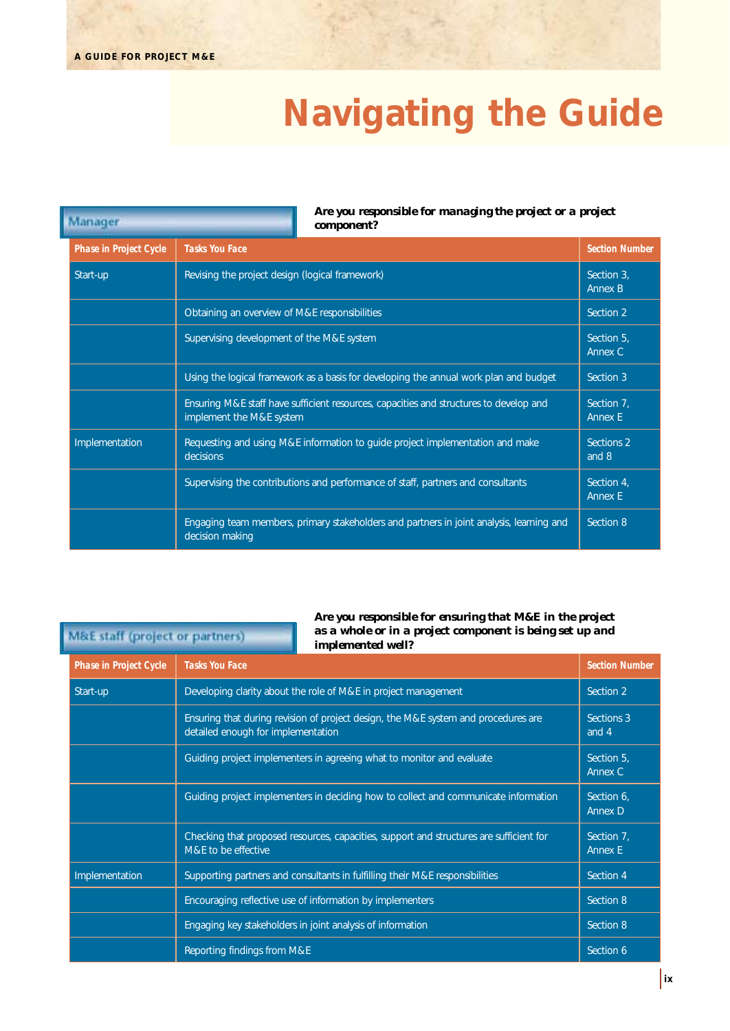# Navigating the Guide

**Manager**

**Are you responsible for managing the project or a project component?**

| Phase in Project Cycle | Tasks You Face | Section Number |
|---|---|---|
| Start-up | Revising the project design (logical framework) | Section 3, Annex B |
| | Obtaining an overview of M&E responsibilities | Section 2 |
| | Supervising development of the M&E system | Section 5, Annex C |
| | Using the logical framework as a basis for developing the annual work plan and budget | Section 3 |
| | Ensuring M&E staff have sufficient resources, capacities and structures to develop and implement the M&E system | Section 7, Annex E |
| Implementation | Requesting and using M&E information to guide project implementation and make decisions | Sections 2 and 8 |
| | Supervising the contributions and performance of staff, partners and consultants | Section 4, Annex E |
| | Engaging team members, primary stakeholders and partners in joint analysis, learning and decision making | Section 8 |

**M&E staff (project or partners)**

**Are you responsible for ensuring that M&E in the project as a whole or in a project component is being set up and implemented well?**

| Phase in Project Cycle | Tasks You Face | Section Number |
|---|---|---|
| Start-up | Developing clarity about the role of M&E in project management | Section 2 |
| | Ensuring that during revision of project design, the M&E system and procedures are detailed enough for implementation | Sections 3 and 4 |
| | Guiding project implementers in agreeing what to monitor and evaluate | Section 5, Annex C |
| | Guiding project implementers in deciding how to collect and communicate information | Section 6, Annex D |
| | Checking that proposed resources, capacities, support and structures are sufficient for M&E to be effective | Section 7, Annex E |
| Implementation | Supporting partners and consultants in fulfilling their M&E responsibilities | Section 4 |
| | Encouraging reflective use of information by implementers | Section 8 |
| | Engaging key stakeholders in joint analysis of information | Section 8 |
| | Reporting findings from M&E | Section 6 |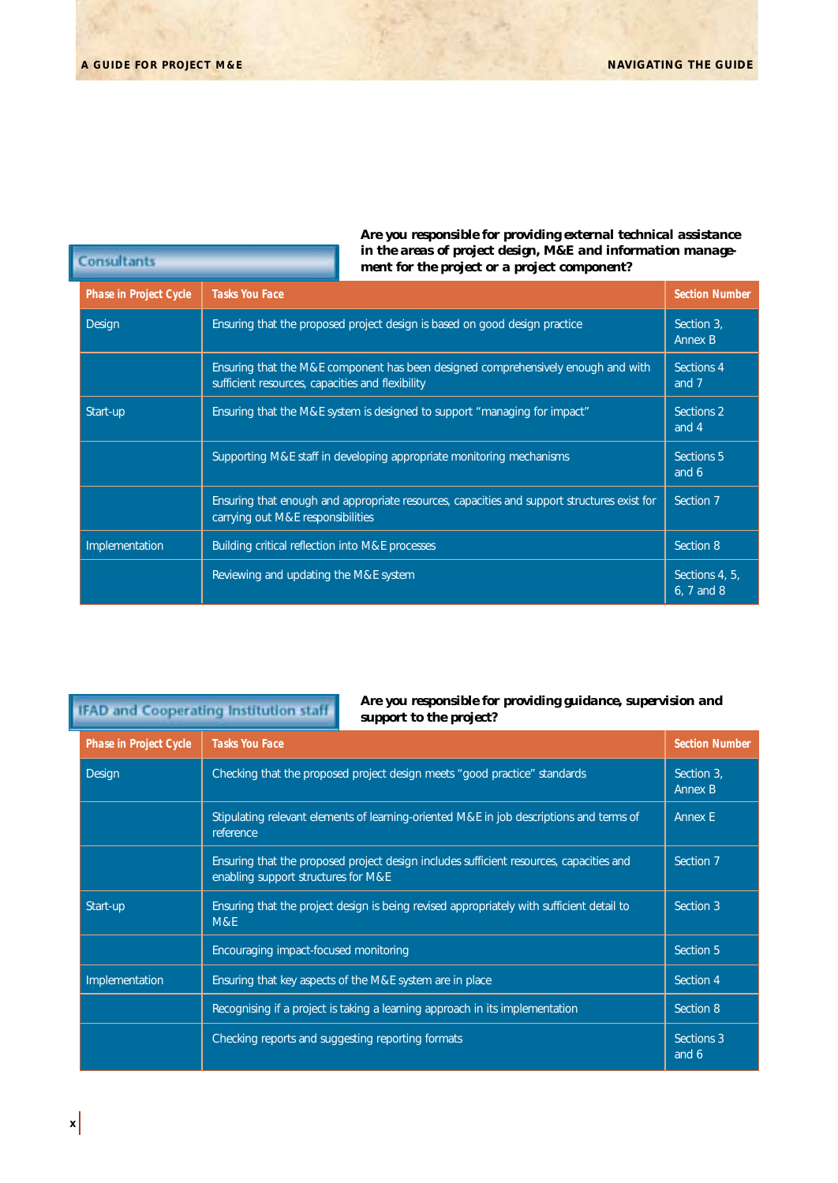## Consultants

**Are you responsible for providing external technical assistance in the areas of project design, M&E and information management for the project or a project component?**

| Phase in Project Cycle | Tasks You Face | Section Number |
|---|---|---|
| Design | Ensuring that the proposed project design is based on good design practice | Section 3, Annex B |
| | Ensuring that the M&E component has been designed comprehensively enough and with sufficient resources, capacities and flexibility | Sections 4 and 7 |
| Start-up | Ensuring that the M&E system is designed to support "managing for impact" | Sections 2 and 4 |
| | Supporting M&E staff in developing appropriate monitoring mechanisms | Sections 5 and 6 |
| | Ensuring that enough and appropriate resources, capacities and support structures exist for carrying out M&E responsibilities | Section 7 |
| Implementation | Building critical reflection into M&E processes | Section 8 |
| | Reviewing and updating the M&E system | Sections 4, 5, 6, 7 and 8 |

## IFAD and Cooperating Institution staff

**Are you responsible for providing guidance, supervision and support to the project?**

| Phase in Project Cycle | Tasks You Face | Section Number |
|---|---|---|
| Design | Checking that the proposed project design meets "good practice" standards | Section 3, Annex B |
| | Stipulating relevant elements of learning-oriented M&E in job descriptions and terms of reference | Annex E |
| | Ensuring that the proposed project design includes sufficient resources, capacities and enabling support structures for M&E | Section 7 |
| Start-up | Ensuring that the project design is being revised appropriately with sufficient detail to M&E | Section 3 |
| | Encouraging impact-focused monitoring | Section 5 |
| Implementation | Ensuring that key aspects of the M&E system are in place | Section 4 |
| | Recognising if a project is taking a learning approach in its implementation | Section 8 |
| | Checking reports and suggesting reporting formats | Sections 3 and 6 |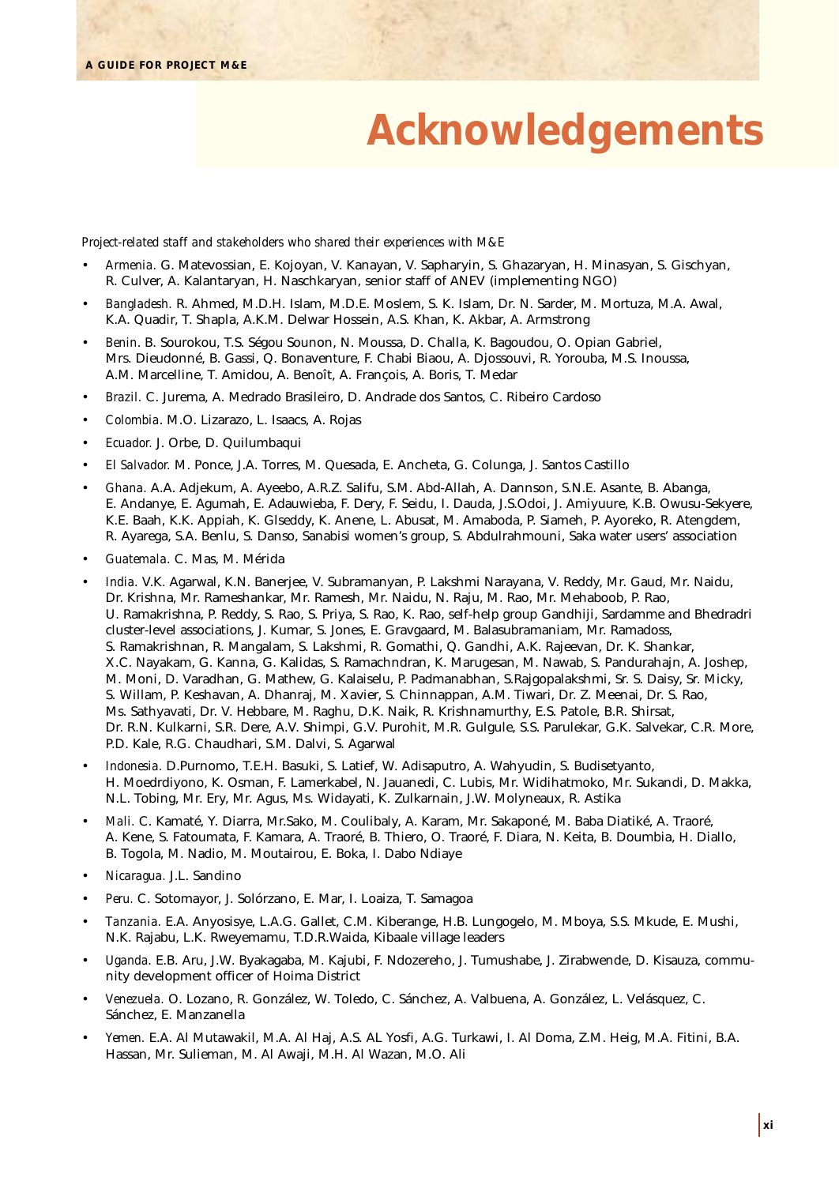# Acknowledgements

*Project-related staff and stakeholders who shared their experiences with M&E*

- *Armenia.* G. Matevossian, E. Kojoyan, V. Kanayan, V. Sapharyin, S. Ghazaryan, H. Minasyan, S. Gischyan, R. Culver, A. Kalantaryan, H. Naschkaryan, senior staff of ANEV (implementing NGO)
- *Bangladesh.* R. Ahmed, M.D.H. Islam, M.D.E. Moslem, S. K. Islam, Dr. N. Sarder, M. Mortuza, M.A. Awal, K.A. Quadir, T. Shapla, A.K.M. Delwar Hossein, A.S. Khan, K. Akbar, A. Armstrong
- *Benin.* B. Sourokou, T.S. Ségou Sounon, N. Moussa, D. Challa, K. Bagoudou, O. Opian Gabriel, Mrs. Dieudonné, B. Gassi, Q. Bonaventure, F. Chabi Biaou, A. Djossouvi, R. Yorouba, M.S. Inoussa, A.M. Marcelline, T. Amidou, A. Benoît, A. François, A. Boris, T. Medar
- *Brazil.* C. Jurema, A. Medrado Brasileiro, D. Andrade dos Santos, C. Ribeiro Cardoso
- *Colombia.* M.O. Lizarazo, L. Isaacs, A. Rojas
- *Ecuador.* J. Orbe, D. Quilumbaqui
- *El Salvador.* M. Ponce, J.A. Torres, M. Quesada, E. Ancheta, G. Colunga, J. Santos Castillo
- *Ghana.* A.A. Adjekum, A. Ayeebo, A.R.Z. Salifu, S.M. Abd-Allah, A. Dannson, S.N.E. Asante, B. Abanga, E. Andanye, E. Agumah, E. Adauwieba, F. Dery, F. Seidu, I. Dauda, J.S.Odoi, J. Amiyuure, K.B. Owusu-Sekyere, K.E. Baah, K.K. Appiah, K. Glseddy, K. Anene, L. Abusat, M. Amaboda, P. Siameh, P. Ayoreko, R. Atengdem, R. Ayarega, S.A. Benlu, S. Danso, Sanabisi women's group, S. Abdulrahmouni, Saka water users' association
- *Guatemala.* C. Mas, M. Mérida
- *India.* V.K. Agarwal, K.N. Banerjee, V. Subramanyan, P. Lakshmi Narayana, V. Reddy, Mr. Gaud, Mr. Naidu, Dr. Krishna, Mr. Rameshankar, Mr. Ramesh, Mr. Naidu, N. Raju, M. Rao, Mr. Mehaboob, P. Rao, U. Ramakrishna, P. Reddy, S. Rao, S. Priya, S. Rao, K. Rao, self-help group Gandhiji, Sardamme and Bhedradri cluster-level associations, J. Kumar, S. Jones, E. Gravgaard, M. Balasubramaniam, Mr. Ramadoss, S. Ramakrishnan, R. Mangalam, S. Lakshmi, R. Gomathi, Q. Gandhi, A.K. Rajeevan, Dr. K. Shankar, X.C. Nayakam, G. Kanna, G. Kalidas, S. Ramachndran, K. Marugesan, M. Nawab, S. Pandurahajn, A. Joshep, M. Moni, D. Varadhan, G. Mathew, G. Kalaiselu, P. Padmanabhan, S.Rajgopalakshmi, Sr. S. Daisy, Sr. Micky, S. Willam, P. Keshavan, A. Dhanraj, M. Xavier, S. Chinnappan, A.M. Tiwari, Dr. Z. Meenai, Dr. S. Rao, Ms. Sathyavati, Dr. V. Hebbare, M. Raghu, D.K. Naik, R. Krishnamurthy, E.S. Patole, B.R. Shirsat, Dr. R.N. Kulkarni, S.R. Dere, A.V. Shimpi, G.V. Purohit, M.R. Gulgule, S.S. Parulekar, G.K. Salvekar, C.R. More, P.D. Kale, R.G. Chaudhari, S.M. Dalvi, S. Agarwal
- *Indonesia.* D.Purnomo, T.E.H. Basuki, S. Latief, W. Adisaputro, A. Wahyudin, S. Budisetyanto, H. Moedrdiyono, K. Osman, F. Lamerkabel, N. Jauanedi, C. Lubis, Mr. Widihatmoko, Mr. Sukandi, D. Makka, N.L. Tobing, Mr. Ery, Mr. Agus, Ms. Widayati, K. Zulkarnain, J.W. Molyneaux, R. Astika
- *Mali.* C. Kamaté, Y. Diarra, Mr.Sako, M. Coulibaly, A. Karam, Mr. Sakaponé, M. Baba Diatiké, A. Traoré, A. Kene, S. Fatoumata, F. Kamara, A. Traoré, B. Thiero, O. Traoré, F. Diara, N. Keita, B. Doumbia, H. Diallo, B. Togola, M. Nadio, M. Moutairou, E. Boka, I. Dabo Ndiaye
- *Nicaragua.* J.L. Sandino
- *Peru.* C. Sotomayor, J. Solórzano, E. Mar, I. Loaiza, T. Samagoa
- *Tanzania.* E.A. Anyosisye, L.A.G. Gallet, C.M. Kiberange, H.B. Lungogelo, M. Mboya, S.S. Mkude, E. Mushi, N.K. Rajabu, L.K. Rweyemamu, T.D.R.Waida, Kibaale village leaders
- *Uganda.* E.B. Aru, J.W. Byakagaba, M. Kajubi, F. Ndozereho, J. Tumushabe, J. Zirabwende, D. Kisauza, community development officer of Hoima District
- *Venezuela.* O. Lozano, R. González, W. Toledo, C. Sánchez, A. Valbuena, A. González, L. Velásquez, C. Sánchez, E. Manzanella
- *Yemen.* E.A. Al Mutawakil, M.A. Al Haj, A.S. AL Yosfi, A.G. Turkawi, I. Al Doma, Z.M. Heig, M.A. Fitini, B.A. Hassan, Mr. Sulieman, M. Al Awaji, M.H. Al Wazan, M.O. Ali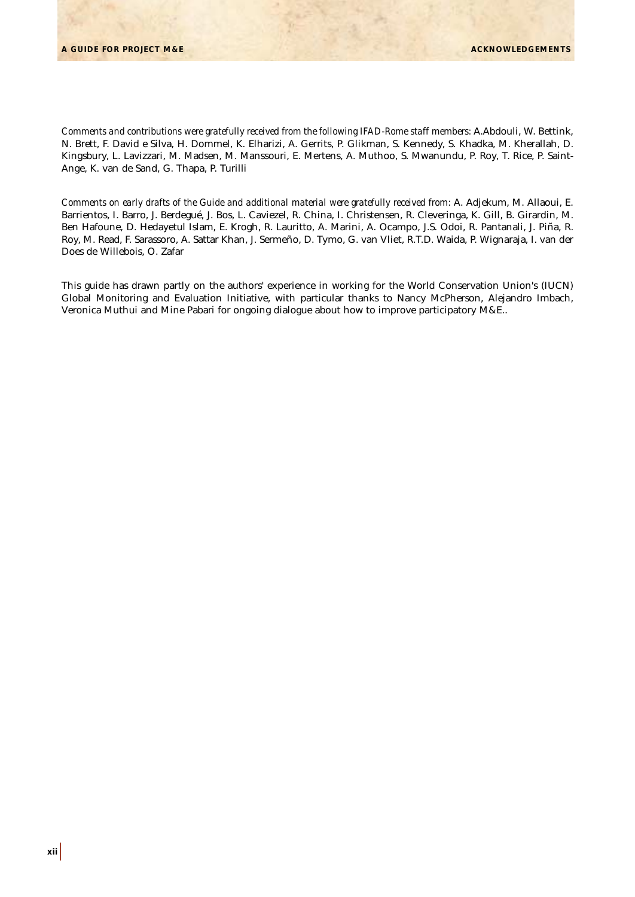*Comments and contributions were gratefully received from the following IFAD-Rome staff members:* A.Abdouli, W. Bettink, N. Brett, F. David e Silva, H. Dommel, K. Elharizi, A. Gerrits, P. Glikman, S. Kennedy, S. Khadka, M. Kherallah, D. Kingsbury, L. Lavizzari, M. Madsen, M. Manssouri, E. Mertens, A. Muthoo, S. Mwanundu, P. Roy, T. Rice, P. Saint-Ange, K. van de Sand, G. Thapa, P. Turilli

*Comments on early drafts of the Guide and additional material were gratefully received from:* A. Adjekum, M. Allaoui, E. Barrientos, I. Barro, J. Berdegué, J. Bos, L. Caviezel, R. China, I. Christensen, R. Cleveringa, K. Gill, B. Girardin, M. Ben Hafoune, D. Hedayetul Islam, E. Krogh, R. Lauritto, A. Marini, A. Ocampo, J.S. Odoi, R. Pantanali, J. Piña, R. Roy, M. Read, F. Sarassoro, A. Sattar Khan, J. Sermeño, D. Tymo, G. van Vliet, R.T.D. Waida, P. Wignaraja, I. van der Does de Willebois, O. Zafar

This guide has drawn partly on the authors' experience in working for the World Conservation Union's (IUCN) Global Monitoring and Evaluation Initiative, with particular thanks to Nancy McPherson, Alejandro Imbach, Veronica Muthui and Mine Pabari for ongoing dialogue about how to improve participatory M&E..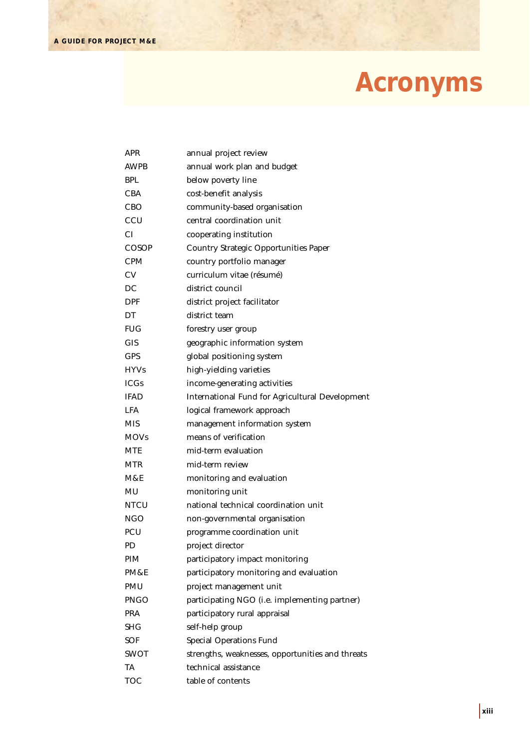# Acronyms

| | |
|---|---|
| APR | annual project review |
| AWPB | annual work plan and budget |
| BPL | below poverty line |
| CBA | cost-benefit analysis |
| CBO | community-based organisation |
| CCU | central coordination unit |
| CI | cooperating institution |
| COSOP | Country Strategic Opportunities Paper |
| CPM | country portfolio manager |
| CV | curriculum vitae (résumé) |
| DC | district council |
| DPF | district project facilitator |
| DT | district team |
| FUG | forestry user group |
| GIS | geographic information system |
| GPS | global positioning system |
| HYVs | high-yielding varieties |
| ICGs | income-generating activities |
| IFAD | International Fund for Agricultural Development |
| LFA | logical framework approach |
| MIS | management information system |
| MOVs | means of verification |
| MTE | mid-term evaluation |
| MTR | mid-term review |
| M&E | monitoring and evaluation |
| MU | monitoring unit |
| NTCU | national technical coordination unit |
| NGO | non-governmental organisation |
| PCU | programme coordination unit |
| PD | project director |
| PIM | participatory impact monitoring |
| PM&E | participatory monitoring and evaluation |
| PMU | project management unit |
| PNGO | participating NGO (i.e. implementing partner) |
| PRA | participatory rural appraisal |
| SHG | self-help group |
| SOF | Special Operations Fund |
| SWOT | strengths, weaknesses, opportunities and threats |
| TA | technical assistance |
| TOC | table of contents |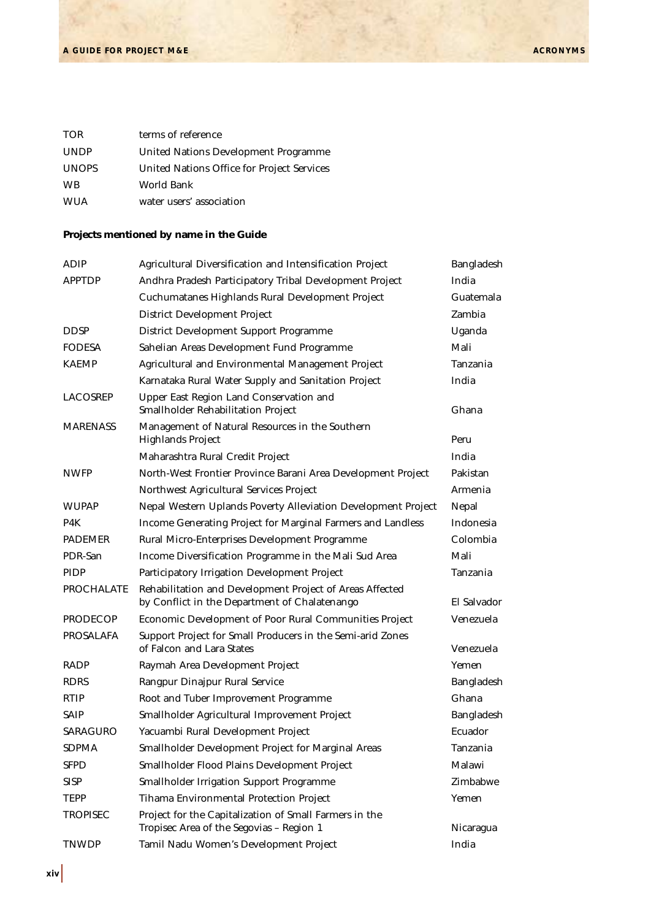| | |
|---|---|
| TOR | terms of reference |
| UNDP | United Nations Development Programme |
| UNOPS | United Nations Office for Project Services |
| WB | World Bank |
| WUA | water users' association |

**Projects mentioned by name in the Guide**

| | | |
|---|---|---|
| ADIP | Agricultural Diversification and Intensification Project | Bangladesh |
| APPTDP | Andhra Pradesh Participatory Tribal Development Project | India |
| | Cuchumatanes Highlands Rural Development Project | Guatemala |
| | District Development Project | Zambia |
| DDSP | District Development Support Programme | Uganda |
| FODESA | Sahelian Areas Development Fund Programme | Mali |
| KAEMP | Agricultural and Environmental Management Project | Tanzania |
| | Karnataka Rural Water Supply and Sanitation Project | India |
| LACOSREP | Upper East Region Land Conservation and Smallholder Rehabilitation Project | Ghana |
| MARENASS | Management of Natural Resources in the Southern Highlands Project | Peru |
| | Maharashtra Rural Credit Project | India |
| NWFP | North-West Frontier Province Barani Area Development Project | Pakistan |
| | Northwest Agricultural Services Project | Armenia |
| WUPAP | Nepal Western Uplands Poverty Alleviation Development Project | Nepal |
| P4K | Income Generating Project for Marginal Farmers and Landless | Indonesia |
| PADEMER | Rural Micro-Enterprises Development Programme | Colombia |
| PDR-San | Income Diversification Programme in the Mali Sud Area | Mali |
| PIDP | Participatory Irrigation Development Project | Tanzania |
| PROCHALATE | Rehabilitation and Development Project of Areas Affected by Conflict in the Department of Chalatenango | El Salvador |
| PRODECOP | Economic Development of Poor Rural Communities Project | Venezuela |
| PROSALAFA | Support Project for Small Producers in the Semi-arid Zones of Falcon and Lara States | Venezuela |
| RADP | Raymah Area Development Project | Yemen |
| RDRS | Rangpur Dinajpur Rural Service | Bangladesh |
| RTIP | Root and Tuber Improvement Programme | Ghana |
| SAIP | Smallholder Agricultural Improvement Project | Bangladesh |
| SARAGURO | Yacuambi Rural Development Project | Ecuador |
| SDPMA | Smallholder Development Project for Marginal Areas | Tanzania |
| SFPD | Smallholder Flood Plains Development Project | Malawi |
| SISP | Smallholder Irrigation Support Programme | Zimbabwe |
| TEPP | Tihama Environmental Protection Project | Yemen |
| TROPISEC | Project for the Capitalization of Small Farmers in the Tropisec Area of the Segovias – Region 1 | Nicaragua |
| TNWDP | Tamil Nadu Women's Development Project | India |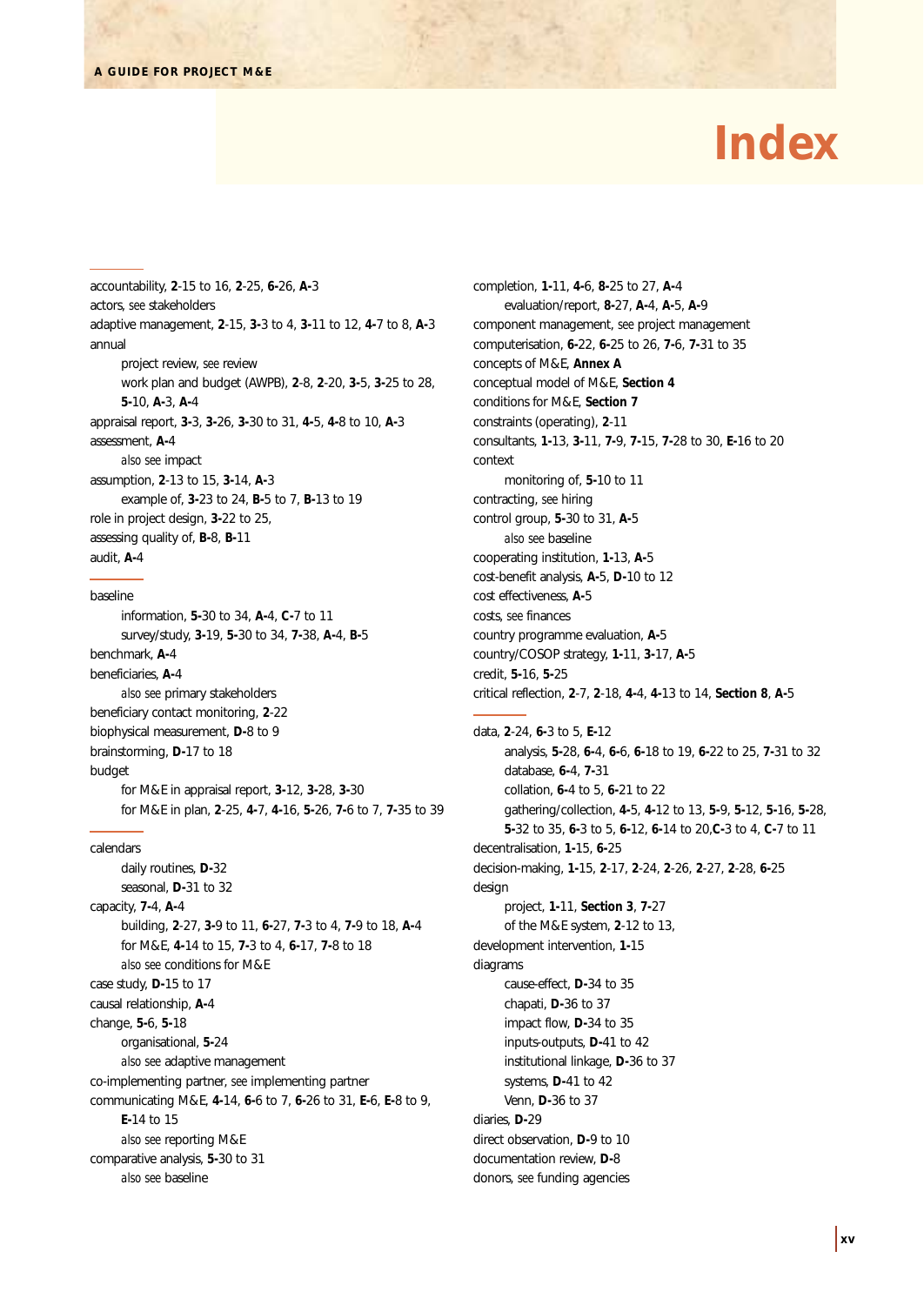# Index

accountability, **2**-15 to 16, **2**-25, **6**-26, **A**-3
actors, *see* stakeholders
adaptive management, **2**-15, **3**-3 to 4, **3**-11 to 12, **4**-7 to 8, **A**-3
annual
  project review, *see* review
  work plan and budget (AWPB), **2**-8, **2**-20, **3**-5, **3**-25 to 28, **5**-10, **A**-3, **A**-4
appraisal report, **3**-3, **3**-26, **3**-30 to 31, **4**-5, **4**-8 to 10, **A**-3
assessment, **A**-4
  *also see* impact
assumption, **2**-13 to 15, **3**-14, **A**-3
  example of, **3**-23 to 24, **B**-5 to 7, **B**-13 to 19
role in project design, **3**-22 to 25,
assessing quality of, **B**-8, **B**-11
audit, **A**-4

baseline
  information, **5**-30 to 34, **A**-4, **C**-7 to 11
  survey/study, **3**-19, **5**-30 to 34, **7**-38, **A**-4, **B**-5
benchmark, **A**-4
beneficiaries, **A**-4
  *also see* primary stakeholders
beneficiary contact monitoring, **2**-22
biophysical measurement, **D**-8 to 9
brainstorming, **D**-17 to 18
budget
  for M&E in appraisal report, **3**-12, **3**-28, **3**-30
  for M&E in plan, **2**-25, **4**-7, **4**-16, **5**-26, **7**-6 to 7, **7**-35 to 39

calendars
  daily routines, **D**-32
  seasonal, **D**-31 to 32
capacity, **7**-4, **A**-4
  building, **2**-27, **3**-9 to 11, **6**-27, **7**-3 to 4, **7**-9 to 18, **A**-4
  for M&E, **4**-14 to 15, **7**-3 to 4, **6**-17, **7**-8 to 18
  *also see* conditions for M&E
case study, **D**-15 to 17
causal relationship, **A**-4
change, **5**-6, **5**-18
  organisational, **5**-24
  *also see* adaptive management
co-implementing partner, *see* implementing partner
communicating M&E, **4**-14, **6**-6 to 7, **6**-26 to 31, **E**-6, **E**-8 to 9, **E**-14 to 15
  *also see* reporting M&E
comparative analysis, **5**-30 to 31
  *also see* baseline

completion, **1**-11, **4**-6, **8**-25 to 27, **A**-4
  evaluation/report, **8**-27, **A**-4, **A**-5, **A**-9
component management, *see* project management
computerisation, **6**-22, **6**-25 to 26, **7**-6, **7**-31 to 35
concepts of M&E, **Annex A**
conceptual model of M&E, **Section 4**
conditions for M&E, **Section 7**
constraints (operating), **2**-11
consultants, **1**-13, **3**-11, **7**-9, **7**-15, **7**-28 to 30, **E**-16 to 20
context
  monitoring of, **5**-10 to 11
contracting, *see* hiring
control group, **5**-30 to 31, **A**-5
  *also see* baseline
cooperating institution, **1**-13, **A**-5
cost-benefit analysis, **A**-5, **D**-10 to 12
cost effectiveness, **A**-5
costs, *see* finances
country programme evaluation, **A**-5
country/COSOP strategy, **1**-11, **3**-17, **A**-5
credit, **5**-16, **5**-25
critical reflection, **2**-7, **2**-18, **4**-4, **4**-13 to 14, **Section 8**, **A**-5

data, **2**-24, **6**-3 to 5, **E**-12
  analysis, **5**-28, **6**-4, **6**-6, **6**-18 to 19, **6**-22 to 25, **7**-31 to 32
  database, **6**-4, **7**-31
  collation, **6**-4 to 5, **6**-21 to 22
  gathering/collection, **4**-5, **4**-12 to 13, **5**-9, **5**-12, **5**-16, **5**-28, **5**-32 to 35, **6**-3 to 5, **6**-12, **6**-14 to 20,**C**-3 to 4, **C**-7 to 11
decentralisation, **1**-15, **6**-25
decision-making, **1**-15, **2**-17, **2**-24, **2**-26, **2**-27, **2**-28, **6**-25
design
  project, **1**-11, **Section 3**, **7**-27
  of the M&E system, **2**-12 to 13,
development intervention, **1**-15
diagrams
  cause-effect, **D**-34 to 35
  chapati, **D**-36 to 37
  impact flow, **D**-34 to 35
  inputs-outputs, **D**-41 to 42
  institutional linkage, **D**-36 to 37
  systems, **D**-41 to 42
  Venn, **D**-36 to 37
diaries, **D**-29
direct observation, **D**-9 to 10
documentation review, **D**-8
donors, *see* funding agencies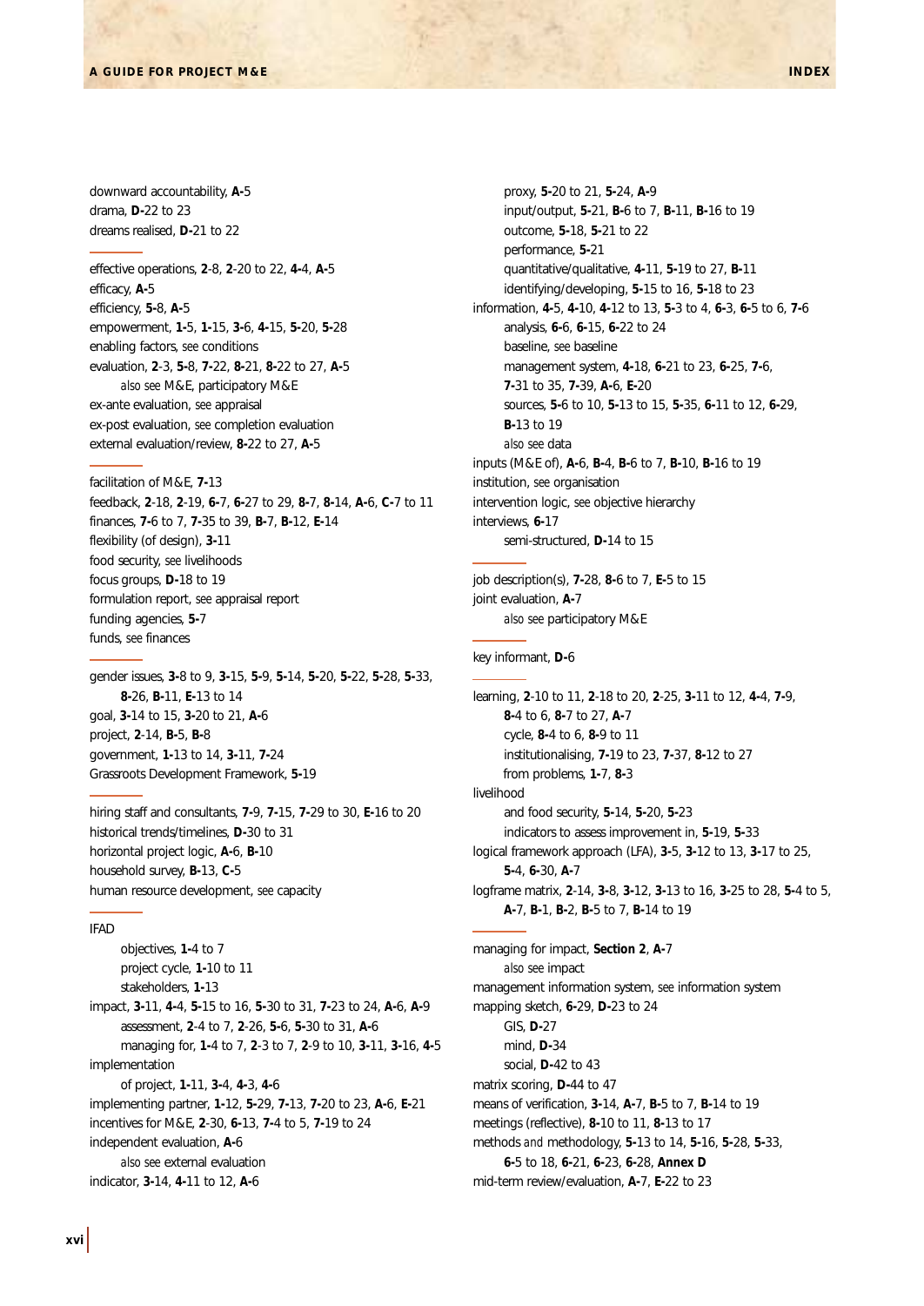downward accountability, **A-**5
drama, **D-**22 to 23
dreams realised, **D-**21 to 22

---

effective operations, **2**-8, **2**-20 to 22, **4-**4, **A-**5
efficacy, **A-**5
efficiency, **5-**8, **A-**5
empowerment, **1-**5, **1-**15, **3-**6, **4-**15, **5-**20, **5-**28
enabling factors, *see* conditions
evaluation, **2**-3, **5-**8, **7-**22, **8-**21, **8-**22 to 27, **A-**5
  *also see* M&E, participatory M&E
ex-ante evaluation, *see* appraisal
ex-post evaluation, *see* completion evaluation
external evaluation/review, **8-**22 to 27, **A-**5

---

facilitation of M&E, **7-**13
feedback, **2**-18, **2**-19, **6-**7, **6-**27 to 29, **8-**7, **8-**14, **A-**6, **C-**7 to 11
finances, **7-**6 to 7, **7-**35 to 39, **B-**7, **B-**12, **E-**14
flexibility (of design), **3-**11
food security, *see* livelihoods
focus groups, **D-**18 to 19
formulation report, *see* appraisal report
funding agencies, **5-**7
funds, *see* finances

---

gender issues, **3-**8 to 9, **3-**15, **5-**9, **5-**14, **5-**20, **5-**22, **5-**28, **5-**33, **8-**26, **B-**11, **E-**13 to 14
goal, **3-**14 to 15, **3-**20 to 21, **A-**6
project, **2**-14, **B-**5, **B-**8
government, **1-**13 to 14, **3-**11, **7-**24
Grassroots Development Framework, **5-**19

---

hiring staff and consultants, **7-**9, **7-**15, **7-**29 to 30, **E-**16 to 20
historical trends/timelines, **D-**30 to 31
horizontal project logic, **A-**6, **B-**10
household survey, **B-**13, **C-**5
human resource development, *see* capacity

---

IFAD
  objectives, **1-**4 to 7
  project cycle, **1-**10 to 11
  stakeholders, **1-**13
impact, **3-**11, **4-**4, **5-**15 to 16, **5-**30 to 31, **7-**23 to 24, **A-**6, **A-**9
  assessment, **2**-4 to 7, **2**-26, **5-**6, **5-**30 to 31, **A-**6
  managing for, **1-**4 to 7, **2**-3 to 7, **2**-9 to 10, **3-**11, **3-**16, **4-**5
implementation
  of project, **1-**11, **3-**4, **4-**3, **4-**6
implementing partner, **1-**12, **5-**29, **7-**13, **7-**20 to 23, **A-**6, **E-**21
incentives for M&E, **2**-30, **6-**13, **7-**4 to 5, **7-**19 to 24
independent evaluation, **A-**6
  *also see* external evaluation
indicator, **3-**14, **4-**11 to 12, **A-**6
  proxy, **5-**20 to 21, **5-**24, **A-**9
  input/output, **5-**21, **B-**6 to 7, **B-**11, **B-**16 to 19
  outcome, **5-**18, **5-**21 to 22
  performance, **5-**21
  quantitative/qualitative, **4-**11, **5-**19 to 27, **B-**11
  identifying/developing, **5-**15 to 16, **5-**18 to 23
information, **4-**5, **4-**10, **4-**12 to 13, **5-**3 to 4, **6-**3, **6-**5 to 6, **7-**6
  analysis, **6-**6, **6-**15, **6-**22 to 24
  baseline, *see* baseline
  management system, **4-**18, **6-**21 to 23, **6-**25, **7-**6, **7-**31 to 35, **7-**39, **A-**6, **E-**20
  sources, **5-**6 to 10, **5-**13 to 15, **5-**35, **6-**11 to 12, **6-**29, **B-**13 to 19
  *also see* data
inputs (M&E of), **A-**6, **B-**4, **B-**6 to 7, **B-**10, **B-**16 to 19
institution, *see* organisation
intervention logic, *see* objective hierarchy
interviews, **6-**17
  semi-structured, **D-**14 to 15

---

job description(s), **7-**28, **8-**6 to 7, **E-**5 to 15
joint evaluation, **A-**7
  *also see* participatory M&E

---

key informant, **D-**6

---

learning, **2**-10 to 11, **2**-18 to 20, **2**-25, **3-**11 to 12, **4-**4, **7-**9, **8-**4 to 6, **8-**7 to 27, **A-**7
  cycle, **8-**4 to 6, **8-**9 to 11
  institutionalising, **7-**19 to 23, **7-**37, **8-**12 to 27
  from problems, **1-**7, **8-**3
livelihood
  and food security, **5-**14, **5-**20, **5-**23
  indicators to assess improvement in, **5-**19, **5-**33
logical framework approach (LFA), **3-**5, **3-**12 to 13, **3-**17 to 25, **5-**4, **6-**30, **A-**7
logframe matrix, **2**-14, **3-**8, **3-**12, **3-**13 to 16, **3-**25 to 28, **5-**4 to 5, **A-**7, **B-**1, **B-**2, **B-**5 to 7, **B-**14 to 19

---

managing for impact, **Section 2**, **A-**7
  *also see* impact
management information system, *see* information system
mapping sketch, **6-**29, **D-**23 to 24
  GIS, **D-**27
  mind, **D-**34
  social, **D-**42 to 43
matrix scoring, **D-**44 to 47
means of verification, **3-**14, **A-**7, **B-**5 to 7, **B-**14 to 19
meetings (reflective), **8-**10 to 11, **8-**13 to 17
methods *and* methodology, **5-**13 to 14, **5-**16, **5-**28, **5-**33, **6-**5 to 18, **6-**21, **6-**23, **6-**28, **Annex D**
mid-term review/evaluation, **A-**7, **E-**22 to 23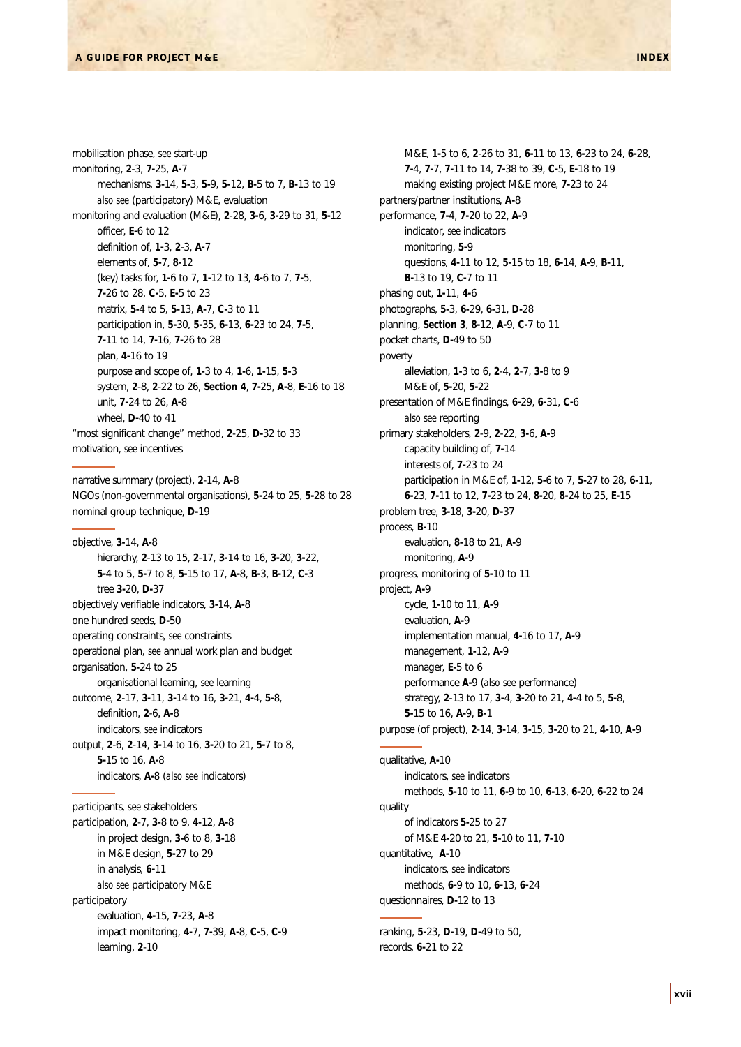mobilisation phase, *see* start-up
monitoring, **2**-3, **7-**25, **A-**7
- mechanisms, **3-**14, **5-**3, **5-**9, **5-**12, **B-**5 to 7, **B-**13 to 19
- *also see* (participatory) M&E, evaluation

monitoring and evaluation (M&E), **2**-28, **3-**6, **3-**29 to 31, **5-**12
- officer, **E-**6 to 12
- definition of, **1-**3, **2**-3, **A-**7
- elements of, **5-**7, **8-**12
- (key) tasks for, **1-**6 to 7, **1-**12 to 13, **4-**6 to 7, **7-**5, **7-**26 to 28, **C-**5, **E-**5 to 23
- matrix, **5-**4 to 5, **5-**13, **A-**7, **C-**3 to 11
- participation in, **5-**30, **5-**35, **6-**13, **6-**23 to 24, **7-**5, **7-**11 to 14, **7-**16, **7-**26 to 28
- plan, **4-**16 to 19
- purpose and scope of, **1-**3 to 4, **1-**6, **1-**15, **5-**3
- system, **2**-8, **2**-22 to 26, **Section 4**, **7-**25, **A-**8, **E-**16 to 18
- unit, **7-**24 to 26, **A-**8
- wheel, **D-**40 to 41

"most significant change" method, **2**-25, **D-**32 to 33
motivation, *see* incentives

narrative summary (project), **2**-14, **A-**8
NGOs (non-governmental organisations), **5-**24 to 25, **5-**28 to 28
nominal group technique, **D-**19

objective, **3-**14, **A-**8
- hierarchy, **2**-13 to 15, **2**-17, **3-**14 to 16, **3-**20, **3-**22, **5-**4 to 5, **5-**7 to 8, **5-**15 to 17, **A-**8, **B-**3, **B-**12, **C-**3
- tree **3-**20, **D-**37

objectively verifiable indicators, **3-**14, **A-**8
one hundred seeds, **D-**50
operating constraints, *see* constraints
operational plan, *see* annual work plan and budget
organisation, **5-**24 to 25
- organisational learning, *see* learning

outcome, **2**-17, **3-**11, **3-**14 to 16, **3-**21, **4-**4, **5-**8,
- definition, **2**-6, **A-**8
- indicators, *see* indicators

output, **2**-6, **2**-14, **3-**14 to 16, **3-**20 to 21, **5-**7 to 8, **5-**15 to 16, **A-**8
- indicators, **A-**8 (*also see* indicators)

participants, *see* stakeholders
participation, **2**-7, **3-**8 to 9, **4-**12, **A-**8
- in project design, **3-**6 to 8, **3-**18
- in M&E design, **5-**27 to 29
- in analysis, **6-**11
- *also see* participatory M&E

participatory
- evaluation, **4-**15, **7-**23, **A-**8
- impact monitoring, **4**-7, **7-**39, **A-**8, **C-**5, **C-**9
- learning, **2**-10
- M&E, **1-**5 to 6, **2**-26 to 31, **6-**11 to 13, **6-**23 to 24, **6-**28, **7-**4, **7-**7, **7-**11 to 14, **7-**38 to 39, **C-**5, **E-**18 to 19
- making existing project M&E more, **7-**23 to 24

partners/partner institutions, **A-**8
performance, **7-**4, **7-**20 to 22, **A-**9
- indicator, *see* indicators
- monitoring, **5-**9
- questions, **4-**11 to 12, **5-**15 to 18, **6-**14, **A-**9, **B-**11, **B-**13 to 19, **C-**7 to 11

phasing out, **1-**11, **4-**6
photographs, **5-**3, **6-**29, **6-**31, **D-**28
planning, **Section 3**, **8-**12, **A-**9, **C-**7 to 11
pocket charts, **D-**49 to 50
poverty
- alleviation, **1-**3 to 6, **2**-4, **2**-7, **3-**8 to 9
- M&E of, **5-**20, **5-**22

presentation of M&E findings, **6-**29, **6-**31, **C-**6
- *also see* reporting

primary stakeholders, **2**-9, **2**-22, **3-**6, **A-**9
- capacity building of, **7-**14
- interests of, **7-**23 to 24
- participation in M&E of, **1-**12, **5-**6 to 7, **5-**27 to 28, **6-**11, **6-**23, **7-**11 to 12, **7-**23 to 24, **8-**20, **8-**24 to 25, **E-**15

problem tree, **3-**18, **3-**20, **D-**37
process, **B-**10
- evaluation, **8-**18 to 21, **A-**9
- monitoring, **A-**9

progress, monitoring of **5-**10 to 11
project, **A-**9
- cycle, **1-**10 to 11, **A-**9
- evaluation, **A-**9
- implementation manual, **4-**16 to 17, **A-**9
- management, **1-**12, **A-**9
- manager, **E-**5 to 6
- performance **A-**9 (*also see* performance)
- strategy, **2**-13 to 17, **3-**4, **3-**20 to 21, **4-**4 to 5, **5-**8, **5-**15 to 16, **A-**9, **B-**1

purpose (of project), **2**-14, **3-**14, **3-**15, **3-**20 to 21, **4-**10, **A-**9

qualitative, **A-**10
- indicators, *see* indicators
- methods, **5-**10 to 11, **6-**9 to 10, **6-**13, **6-**20, **6-**22 to 24

quality
- of indicators **5-**25 to 27
- of M&E **4-**20 to 21, **5-**10 to 11, **7-**10

quantitative, **A-**10
- indicators, *see* indicators
- methods, **6-**9 to 10, **6-**13, **6-**24

questionnaires, **D-**12 to 13

ranking, **5-**23, **D-**19, **D-**49 to 50,
records, **6-**21 to 22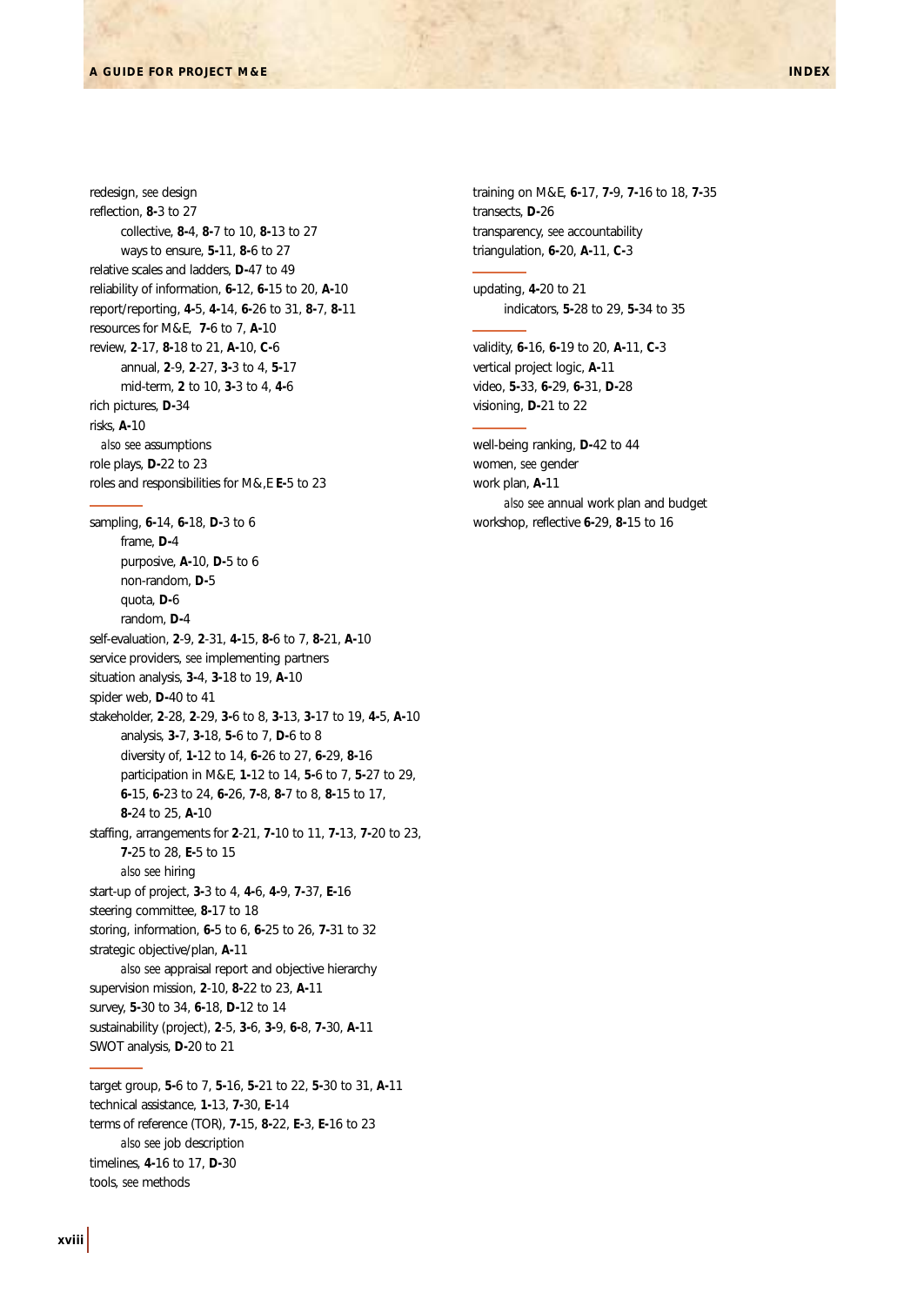redesign, *see* design
reflection, **8-**3 to 27
  collective, **8-**4, **8-**7 to 10, **8-**13 to 27
  ways to ensure, **5-**11, **8-**6 to 27
relative scales and ladders, **D-**47 to 49
reliability of information, **6-**12, **6-**15 to 20, **A-**10
report/reporting, **4-**5, **4-**14, **6-**26 to 31, **8-**7, **8-**11
resources for M&E, **7-**6 to 7, **A-**10
review, **2**-17, **8-**18 to 21, **A-**10, **C-**6
  annual, **2**-9, **2**-27, **3-**3 to 4, **5-**17
  mid-term, **2** to 10, **3-**3 to 4, **4-**6
rich pictures, **D-**34
risks, **A-**10
  *also see* assumptions
role plays, **D-**22 to 23
roles and responsibilities for M&,E **E-**5 to 23

sampling, **6-**14, **6-**18, **D-**3 to 6
  frame, **D-**4
  purposive, **A-**10, **D-**5 to 6
  non-random, **D-**5
  quota, **D-**6
  random, **D-**4
self-evaluation, **2**-9, **2**-31, **4-**15, **8-**6 to 7, **8-**21, **A-**10
service providers, *see* implementing partners
situation analysis, **3-**4, **3-**18 to 19, **A-**10
spider web, **D-**40 to 41
stakeholder, **2**-28, **2**-29, **3-**6 to 8, **3-**13, **3-**17 to 19, **4-**5, **A-**10
  analysis, **3-**7, **3-**18, **5-**6 to 7, **D-**6 to 8
  diversity of, **1-**12 to 14, **6-**26 to 27, **6-**29, **8-**16
  participation in M&E, **1-**12 to 14, **5-**6 to 7, **5-**27 to 29, **6-**15, **6-**23 to 24, **6-**26, **7-**8, **8-**7 to 8, **8-**15 to 17, **8-**24 to 25, **A-**10
staffing, arrangements for **2**-21, **7-**10 to 11, **7-**13, **7-**20 to 23, **7-**25 to 28, **E-**5 to 15
  *also see* hiring
start-up of project, **3-**3 to 4, **4-**6, **4-**9, **7-**37, **E-**16
steering committee, **8-**17 to 18
storing, information, **6-**5 to 6, **6-**25 to 26, **7-**31 to 32
strategic objective/plan, **A-**11
  *also see* appraisal report and objective hierarchy
supervision mission, **2**-10, **8-**22 to 23, **A-**11
survey, **5-**30 to 34, **6-**18, **D-**12 to 14
sustainability (project), **2**-5, **3-**6, **3-**9, **6-**8, **7-**30, **A-**11
SWOT analysis, **D-**20 to 21

target group, **5-**6 to 7, **5-**16, **5-**21 to 22, **5-**30 to 31, **A-**11
technical assistance, **1-**13, **7-**30, **E-**14
terms of reference (TOR), **7-**15, **8-**22, **E-**3, **E-**16 to 23
  *also see* job description
timelines, **4-**16 to 17, **D-**30
tools, *see* methods
training on M&E, **6-**17, **7-**9, **7-**16 to 18, **7-**35
transects, **D-**26
transparency, *see* accountability
triangulation, **6-**20, **A-**11, **C-**3

updating, **4-**20 to 21
  indicators, **5-**28 to 29, **5-**34 to 35

validity, **6-**16, **6-**19 to 20, **A-**11, **C-**3
vertical project logic, **A-**11
video, **5-**33, **6-**29, **6-**31, **D-**28
visioning, **D-**21 to 22

well-being ranking, **D-**42 to 44
women, *see* gender
work plan, **A-**11
  *also see* annual work plan and budget
workshop, reflective **6-**29, **8-**15 to 16